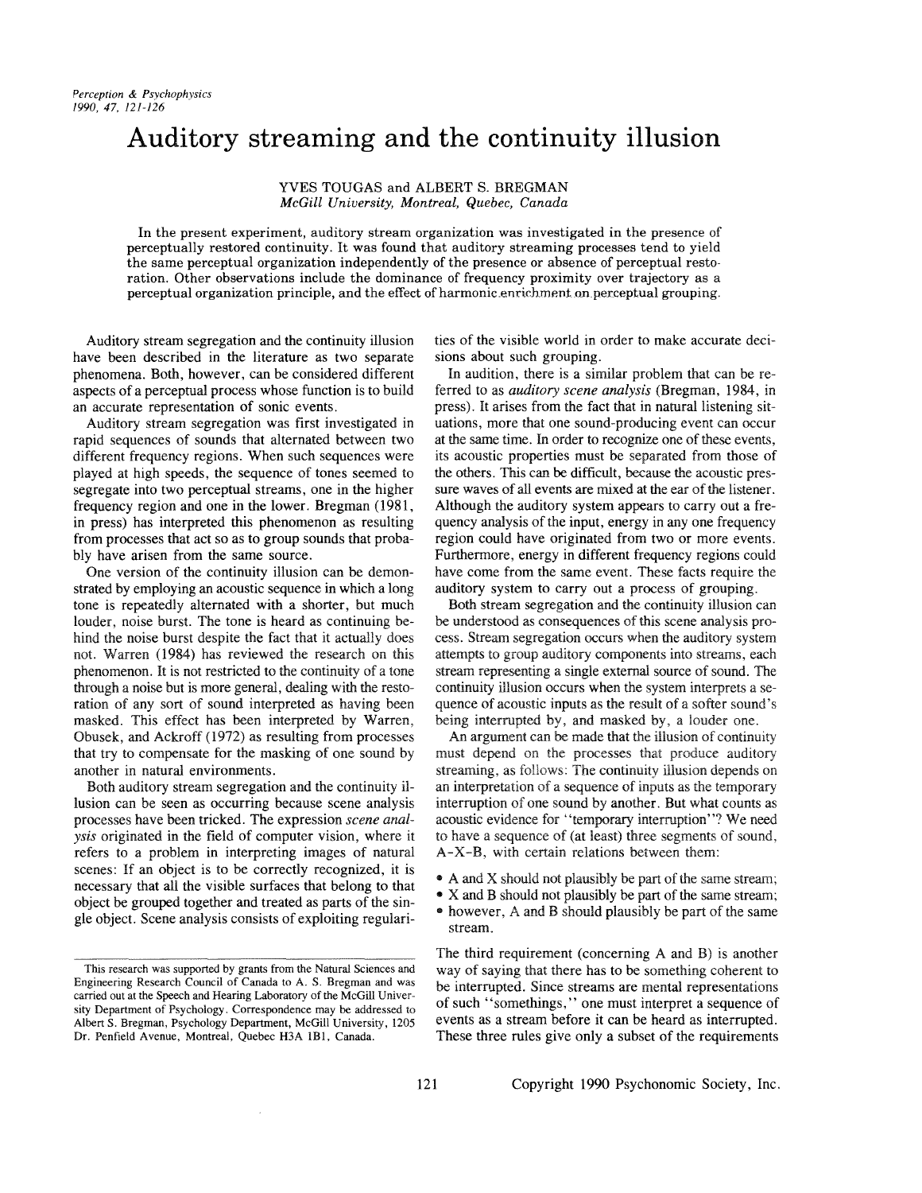# Auditory streaming and the continuity illusion

YVES TOUGAS and ALBERT S. BREGMAN
*McGill University, Montreal, Quebec, Canada*

In the present experiment, auditory stream organization was investigated in the presence of perceptually restored continuity. It was found that auditory streaming processes tend to yield the same perceptual organization independently of the presence or absence of perceptual restoration. Other observations include the dominance of frequency proximity over trajectory as a perceptual organization principle, and the effect of harmonic enrichment on perceptual grouping.

Auditory stream segregation and the continuity illusion have been described in the literature as two separate phenomena. Both, however, can be considered different aspects of a perceptual process whose function is to build an accurate representation of sonic events.

Auditory stream segregation was first investigated in rapid sequences of sounds that alternated between two different frequency regions. When such sequences were played at high speeds, the sequence of tones seemed to segregate into two perceptual streams, one in the higher frequency region and one in the lower. Bregman (1981, in press) has interpreted this phenomenon as resulting from processes that act so as to group sounds that probably have arisen from the same source.

One version of the continuity illusion can be demonstrated by employing an acoustic sequence in which a long tone is repeatedly alternated with a shorter, but much louder, noise burst. The tone is heard as continuing behind the noise burst despite the fact that it actually does not. Warren (1984) has reviewed the research on this phenomenon. It is not restricted to the continuity of a tone through a noise but is more general, dealing with the restoration of any sort of sound interpreted as having been masked. This effect has been interpreted by Warren, Obusek, and Ackroff (1972) as resulting from processes that try to compensate for the masking of one sound by another in natural environments.

Both auditory stream segregation and the continuity illusion can be seen as occurring because scene analysis processes have been tricked. The expression *scene analysis* originated in the field of computer vision, where it refers to a problem in interpreting images of natural scenes: If an object is to be correctly recognized, it is necessary that all the visible surfaces that belong to that object be grouped together and treated as parts of the single object. Scene analysis consists of exploiting regularities of the visible world in order to make accurate decisions about such grouping.

In audition, there is a similar problem that can be referred to as *auditory scene analysis* (Bregman, 1984, in press). It arises from the fact that in natural listening situations, more that one sound-producing event can occur at the same time. In order to recognize one of these events, its acoustic properties must be separated from those of the others. This can be difficult, because the acoustic pressure waves of all events are mixed at the ear of the listener. Although the auditory system appears to carry out a frequency analysis of the input, energy in any one frequency region could have originated from two or more events. Furthermore, energy in different frequency regions could have come from the same event. These facts require the auditory system to carry out a process of grouping.

Both stream segregation and the continuity illusion can be understood as consequences of this scene analysis process. Stream segregation occurs when the auditory system attempts to group auditory components into streams, each stream representing a single external source of sound. The continuity illusion occurs when the system interprets a sequence of acoustic inputs as the result of a softer sound's being interrupted by, and masked by, a louder one.

An argument can be made that the illusion of continuity must depend on the processes that produce auditory streaming, as follows: The continuity illusion depends on an interpretation of a sequence of inputs as the temporary interruption of one sound by another. But what counts as acoustic evidence for "temporary interruption"? We need to have a sequence of (at least) three segments of sound, A-X-B, with certain relations between them:

- A and X should not plausibly be part of the same stream;
- X and B should not plausibly be part of the same stream;
- however, A and B should plausibly be part of the same stream.

The third requirement (concerning A and B) is another way of saying that there has to be something coherent to be interrupted. Since streams are mental representations of such "somethings," one must interpret a sequence of events as a stream before it can be heard as interrupted. These three rules give only a subset of the requirements

This research was supported by grants from the Natural Sciences and Engineering Research Council of Canada to A. S. Bregman and was carried out at the Speech and Hearing Laboratory of the McGill University Department of Psychology. Correspondence may be addressed to Albert S. Bregman, Psychology Department, McGill University, 1205 Dr. Penfield Avenue, Montreal, Quebec H3A 1B1, Canada.

Copyright 1990 Psychonomic Society, Inc.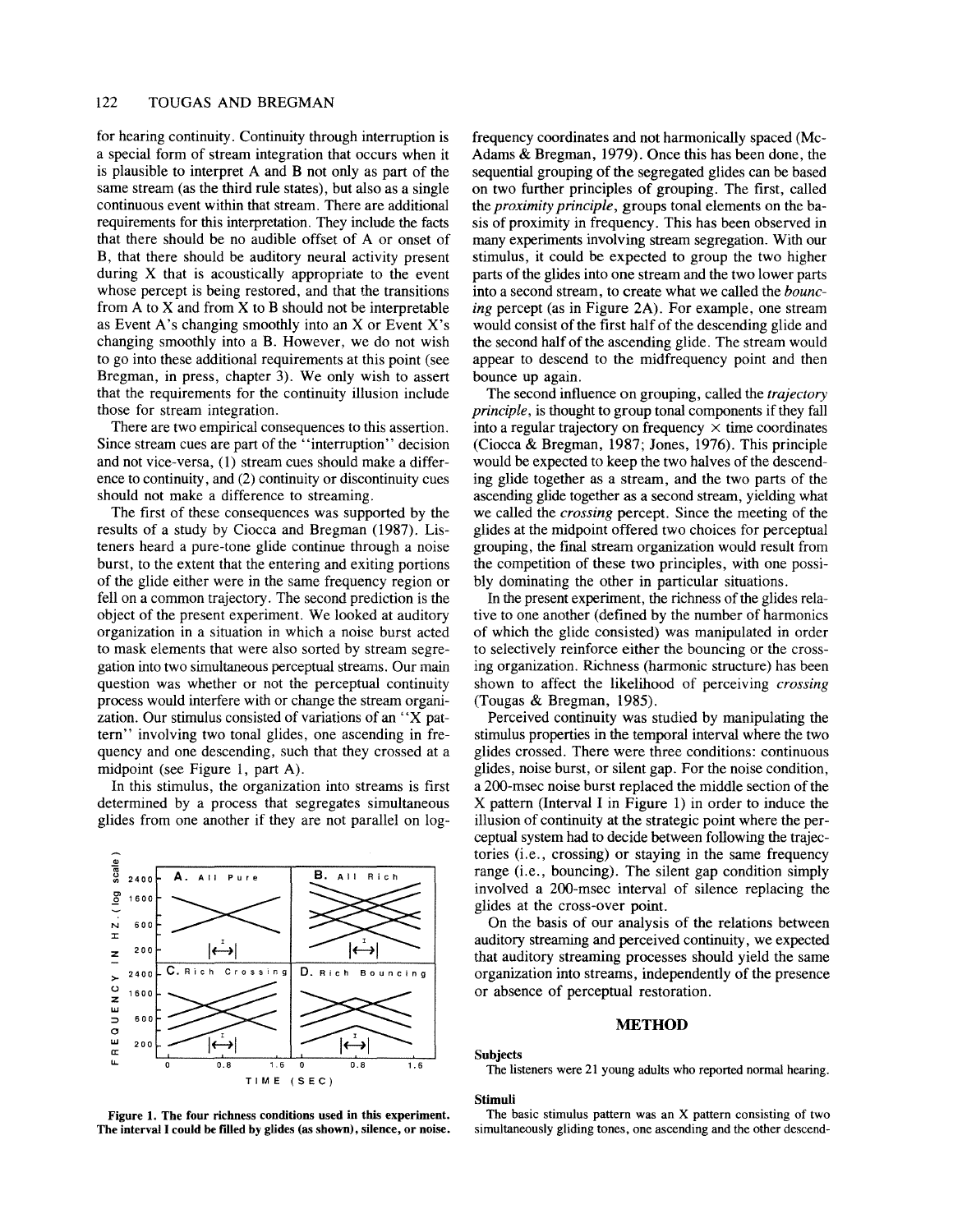for hearing continuity. Continuity through interruption is a special form of stream integration that occurs when it is plausible to interpret A and B not only as part of the same stream (as the third rule states), but also as a single continuous event within that stream. There are additional requirements for this interpretation. They include the facts that there should be no audible offset of A or onset of B, that there should be auditory neural activity present during X that is acoustically appropriate to the event whose percept is being restored, and that the transitions from A to X and from X to B should not be interpretable as Event A's changing smoothly into an X or Event X's changing smoothly into a B. However, we do not wish to go into these additional requirements at this point (see Bregman, in press, chapter 3). We only wish to assert that the requirements for the continuity illusion include those for stream integration.

There are two empirical consequences to this assertion. Since stream cues are part of the "interruption" decision and not vice-versa, (1) stream cues should make a difference to continuity, and (2) continuity or discontinuity cues should not make a difference to streaming.

The first of these consequences was supported by the results of a study by Ciocca and Bregman (1987). Listeners heard a pure-tone glide continue through a noise burst, to the extent that the entering and exiting portions of the glide either were in the same frequency region or fell on a common trajectory. The second prediction is the object of the present experiment. We looked at auditory organization in a situation in which a noise burst acted to mask elements that were also sorted by stream segregation into two simultaneous perceptual streams. Our main question was whether or not the perceptual continuity process would interfere with or change the stream organization. Our stimulus consisted of variations of an "X pattern" involving two tonal glides, one ascending in frequency and one descending, such that they crossed at a midpoint (see Figure 1, part A).

In this stimulus, the organization into streams is first determined by a process that segregates simultaneous glides from one another if they are not parallel on log-frequency coordinates and not harmonically spaced (McAdams & Bregman, 1979). Once this has been done, the sequential grouping of the segregated glides can be based on two further principles of grouping. The first, called the *proximity principle*, groups tonal elements on the basis of proximity in frequency. This has been observed in many experiments involving stream segregation. With our stimulus, it could be expected to group the two higher parts of the glides into one stream and the two lower parts into a second stream, to create what we called the *bouncing* percept (as in Figure 2A). For example, one stream would consist of the first half of the descending glide and the second half of the ascending glide. The stream would appear to descend to the midfrequency point and then bounce up again.

The second influence on grouping, called the *trajectory principle*, is thought to group tonal components if they fall into a regular trajectory on frequency × time coordinates (Ciocca & Bregman, 1987; Jones, 1976). This principle would be expected to keep the two halves of the descending glide together as a stream, and the two parts of the ascending glide together as a second stream, yielding what we called the *crossing* percept. Since the meeting of the glides at the midpoint offered two choices for perceptual grouping, the final stream organization would result from the competition of these two principles, with one possibly dominating the other in particular situations.

In the present experiment, the richness of the glides relative to one another (defined by the number of harmonics of which the glide consisted) was manipulated in order to selectively reinforce either the bouncing or the crossing organization. Richness (harmonic structure) has been shown to affect the likelihood of perceiving *crossing* (Tougas & Bregman, 1985).

Perceived continuity was studied by manipulating the stimulus properties in the temporal interval where the two glides crossed. There were three conditions: continuous glides, noise burst, or silent gap. For the noise condition, a 200-msec noise burst replaced the middle section of the X pattern (Interval I in Figure 1) in order to induce the illusion of continuity at the strategic point where the perceptual system had to decide between following the trajectories (i.e., crossing) or staying in the same frequency range (i.e., bouncing). The silent gap condition simply involved a 200-msec interval of silence replacing the glides at the cross-over point.

On the basis of our analysis of the relations between auditory streaming and perceived continuity, we expected that auditory streaming processes should yield the same organization into streams, independently of the presence or absence of perceptual restoration.

FREQUENCY IN HZ. (log scale)
2400
1600
600
200
A. All Pure
B. All Rich
C. Rich Crossing
D. Rich Bouncing
I
0
0.8
1.6
TIME (SEC)

**Figure 1. The four richness conditions used in this experiment. The interval I could be filled by glides (as shown), silence, or noise.**

## METHOD

### Subjects

The listeners were 21 young adults who reported normal hearing.

### Stimuli

The basic stimulus pattern was an X pattern consisting of two simultaneously gliding tones, one ascending and the other descend-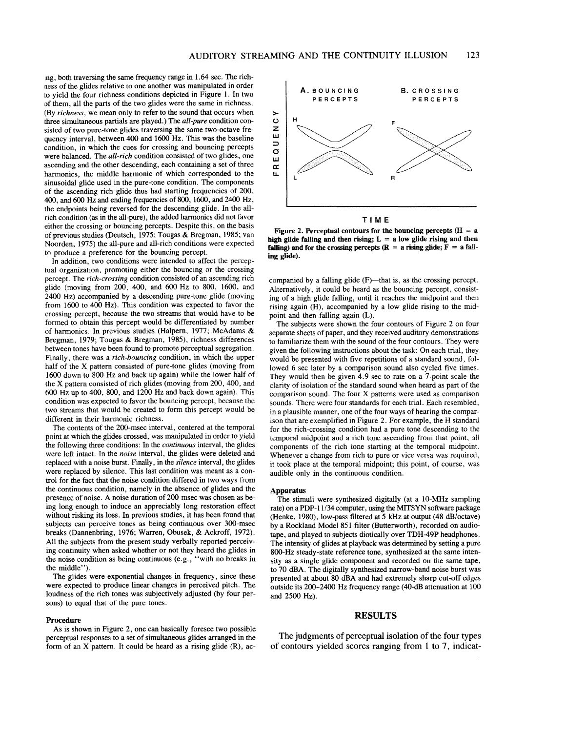ing, both traversing the same frequency range in 1.64 sec. The richness of the glides relative to one another was manipulated in order to yield the four richness conditions depicted in Figure 1. In two of them, all the parts of the two glides were the same in richness. (By *richness*, we mean only to refer to the sound that occurs when three simultaneous partials are played.) The *all-pure* condition consisted of two pure-tone glides traversing the same two-octave frequency interval, between 400 and 1600 Hz. This was the baseline condition, in which the cues for crossing and bouncing percepts were balanced. The *all-rich* condition consisted of two glides, one ascending and the other descending, each containing a set of three harmonics, the middle harmonic of which corresponded to the sinusoidal glide used in the pure-tone condition. The components of the ascending rich glide thus had starting frequencies of 200, 400, and 600 Hz and ending frequencies of 800, 1600, and 2400 Hz, the endpoints being reversed for the descending glide. In the all-rich condition (as in the all-pure), the added harmonics did not favor either the crossing or bouncing percepts. Despite this, on the basis of previous studies (Deutsch, 1975; Tougas & Bregman, 1985; van Noorden, 1975) the all-pure and all-rich conditions were expected to produce a preference for the bouncing percept.

In addition, two conditions were intended to affect the perceptual organization, promoting either the bouncing or the crossing percept. The *rich-crossing* condition consisted of an ascending rich glide (moving from 200, 400, and 600 Hz to 800, 1600, and 2400 Hz) accompanied by a descending pure-tone glide (moving from 1600 to 400 Hz). This condition was expected to favor the crossing percept, because the two streams that would have to be formed to obtain this percept would be differentiated by number of harmonics. In previous studies (Halpern, 1977; McAdams & Bregman, 1979; Tougas & Bregman, 1985), richness differences between tones have been found to promote perceptual segregation. Finally, there was a *rich-bouncing* condition, in which the upper half of the X pattern consisted of pure-tone glides (moving from 1600 down to 800 Hz and back up again) while the lower half of the X pattern consisted of rich glides (moving from 200, 400, and 600 Hz up to 400, 800, and 1200 Hz and back down again). This condition was expected to favor the bouncing percept, because the two streams that would be created to form this percept would be different in their harmonic richness.

The contents of the 200-msec interval, centered at the temporal point at which the glides crossed, was manipulated in order to yield the following three conditions: In the *continuous* interval, the glides were left intact. In the *noise* interval, the glides were deleted and replaced with a noise burst. Finally, in the *silence* interval, the glides were replaced by silence. This last condition was meant as a control for the fact that the noise condition differed in two ways from the continuous condition, namely in the absence of glides and the presence of noise. A noise duration of 200 msec was chosen as being long enough to induce an appreciably long restoration effect without risking its loss. In previous studies, it has been found that subjects can perceive tones as being continuous over 300-msec breaks (Dannenbring, 1976; Warren, Obusek, & Ackroff, 1972). All the subjects from the present study verbally reported perceiving continuity when asked whether or not they heard the glides in the noise condition as being continuous (e.g., "with no breaks in the middle").

The glides were exponential changes in frequency, since these were expected to produce linear changes in perceived pitch. The loudness of the rich tones was subjectively adjusted (by four persons) to equal that of the pure tones.

### Procedure

As is shown in Figure 2, one can basically foresee two possible perceptual responses to a set of simultaneous glides arranged in the form of an X pattern. It could be heard as a rising glide (R), accompanied by a falling glide (F)—that is, as the crossing percept. Alternatively, it could be heard as the bouncing percept, consisting of a high glide falling, until it reaches the midpoint and then rising again (H), accompanied by a low glide rising to the midpoint and then falling again (L).

**Figure 2. Perceptual contours for the bouncing percepts (H = a high glide falling and then rising; L = a low glide rising and then falling) and for the crossing percepts (R = a rising glide; F = a falling glide).**

The subjects were shown the four contours of Figure 2 on four separate sheets of paper, and they received auditory demonstrations to familiarize them with the sound of the four contours. They were given the following instructions about the task: On each trial, they would be presented with five repetitions of a standard sound, followed 6 sec later by a comparison sound also cycled five times. They would then be given 4.9 sec to rate on a 7-point scale the clarity of isolation of the standard sound when heard as part of the comparison sound. The four X patterns were used as comparison sounds. There were four standards for each trial. Each resembled, in a plausible manner, one of the four ways of hearing the comparison that are exemplified in Figure 2. For example, the H standard for the rich-crossing condition had a pure tone descending to the temporal midpoint and a rich tone ascending from that point, all components of the rich tone starting at the temporal midpoint. Whenever a change from rich to pure or vice versa was required, it took place at the temporal midpoint; this point, of course, was audible only in the continuous condition.

### Apparatus

The stimuli were synthesized digitally (at a 10-MHz sampling rate) on a PDP-11/34 computer, using the MITSYN software package (Henke, 1980), low-pass filtered at 5 kHz at output (48 dB/octave) by a Rockland Model 851 filter (Butterworth), recorded on audiotape, and played to subjects diotically over TDH-49P headphones. The intensity of glides at playback was determined by setting a pure 800-Hz steady-state reference tone, synthesized at the same intensity as a single glide component and recorded on the same tape, to 70 dBA. The digitally synthesized narrow-band noise burst was presented at about 80 dBA and had extremely sharp cut-off edges outside its 200–2400 Hz frequency range (40-dB attenuation at 100 and 2500 Hz).

## RESULTS

The judgments of perceptual isolation of the four types of contours yielded scores ranging from 1 to 7, indicat-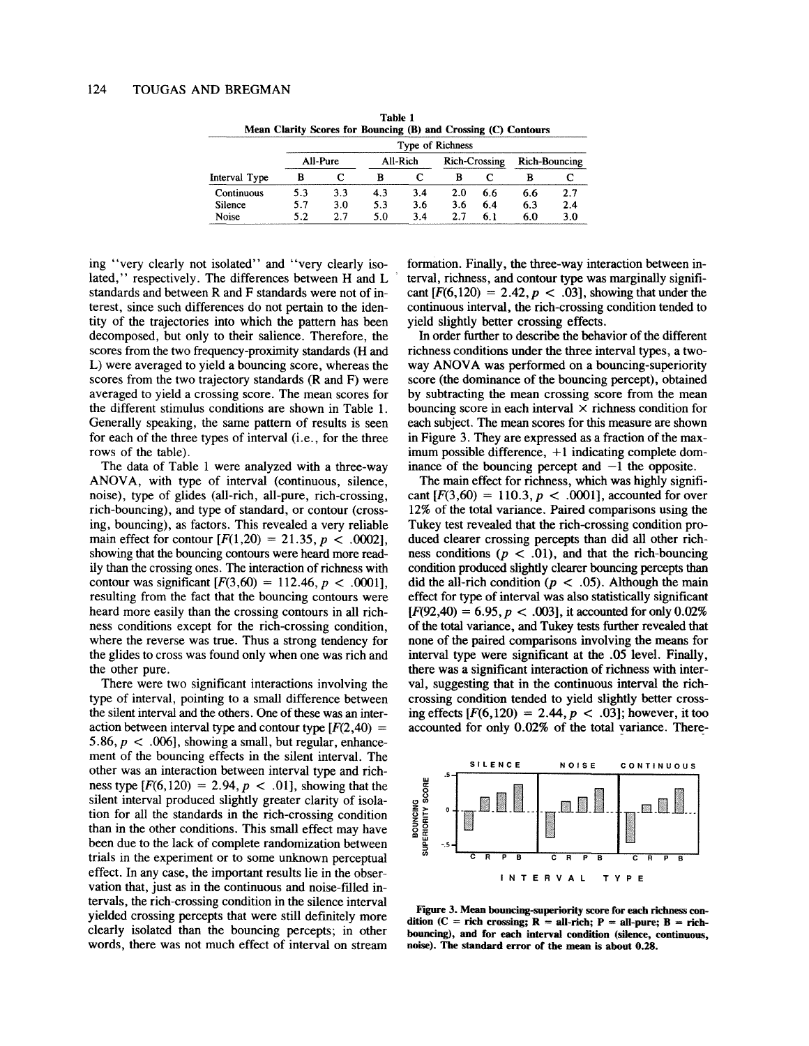**Table 1**
**Mean Clarity Scores for Bouncing (B) and Crossing (C) Contours**

| | Type of Richness | | | | | | | |
|---|---|---|---|---|---|---|---|---|
| | All-Pure | | All-Rich | | Rich-Crossing | | Rich-Bouncing | |
| Interval Type | B | C | B | C | B | C | B | C |
| Continuous | 5.3 | 3.3 | 4.3 | 3.4 | 2.0 | 6.6 | 6.6 | 2.7 |
| Silence | 5.7 | 3.0 | 5.3 | 3.6 | 3.6 | 6.4 | 6.3 | 2.4 |
| Noise | 5.2 | 2.7 | 5.0 | 3.4 | 2.7 | 6.1 | 6.0 | 3.0 |

ing "very clearly not isolated" and "very clearly isolated," respectively. The differences between H and L standards and between R and F standards were not of interest, since such differences do not pertain to the identity of the trajectories into which the pattern has been decomposed, but only to their salience. Therefore, the scores from the two frequency-proximity standards (H and L) were averaged to yield a bouncing score, whereas the scores from the two trajectory standards (R and F) were averaged to yield a crossing score. The mean scores for the different stimulus conditions are shown in Table 1. Generally speaking, the same pattern of results is seen for each of the three types of interval (i.e., for the three rows of the table).

The data of Table 1 were analyzed with a three-way ANOVA, with type of interval (continuous, silence, noise), type of glides (all-rich, all-pure, rich-crossing, rich-bouncing), and type of standard, or contour (crossing, bouncing), as factors. This revealed a very reliable main effect for contour [$F(1,20) = 21.35, p < .0002$], showing that the bouncing contours were heard more readily than the crossing ones. The interaction of richness with contour was significant [$F(3,60) = 112.46, p < .0001$], resulting from the fact that the bouncing contours were heard more easily than the crossing contours in all richness conditions except for the rich-crossing condition, where the reverse was true. Thus a strong tendency for the glides to cross was found only when one was rich and the other pure.

There were two significant interactions involving the type of interval, pointing to a small difference between the silent interval and the others. One of these was an interaction between interval type and contour type [$F(2,40) = 5.86, p < .006$], showing a small, but regular, enhancement of the bouncing effects in the silent interval. The other was an interaction between interval type and richness type [$F(6,120) = 2.94, p < .01$], showing that the silent interval produced slightly greater clarity of isolation for all the standards in the rich-crossing condition than in the other conditions. This small effect may have been due to the lack of complete randomization between trials in the experiment or to some unknown perceptual effect. In any case, the important results lie in the observation that, just as in the continuous and noise-filled intervals, the rich-crossing condition in the silence interval yielded crossing percepts that were still definitely more clearly isolated than the bouncing percepts; in other words, there was not much effect of interval on stream formation. Finally, the three-way interaction between interval, richness, and contour type was marginally significant [$F(6,120) = 2.42, p < .03$], showing that under the continuous interval, the rich-crossing condition tended to yield slightly better crossing effects.

In order further to describe the behavior of the different richness conditions under the three interval types, a two-way ANOVA was performed on a bouncing-superiority score (the dominance of the bouncing percept), obtained by subtracting the mean crossing score from the mean bouncing score in each interval × richness condition for each subject. The mean scores for this measure are shown in Figure 3. They are expressed as a fraction of the maximum possible difference, +1 indicating complete dominance of the bouncing percept and −1 the opposite.

The main effect for richness, which was highly significant [$F(3,60) = 110.3, p < .0001$], accounted for over 12% of the total variance. Paired comparisons using the Tukey test revealed that the rich-crossing condition produced clearer crossing percepts than did all other richness conditions ($p < .01$), and that the rich-bouncing condition produced slightly clearer bouncing percepts than did the all-rich condition ($p < .05$). Although the main effect for type of interval was also statistically significant [$F(92,40) = 6.95, p < .003$], it accounted for only 0.02% of the total variance, and Tukey tests further revealed that none of the paired comparisons involving the means for interval type were significant at the .05 level. Finally, there was a significant interaction of richness with interval, suggesting that in the continuous interval the rich-crossing condition tended to yield slightly better crossing effects [$F(6,120) = 2.44, p < .03$]; however, it too accounted for only 0.02% of the total variance. There-

**Figure 3. Mean bouncing-superiority score for each richness condition (C = rich crossing; R = all-rich; P = all-pure; B = rich-bouncing), and for each interval condition (silence, continuous, noise). The standard error of the mean is about 0.28.**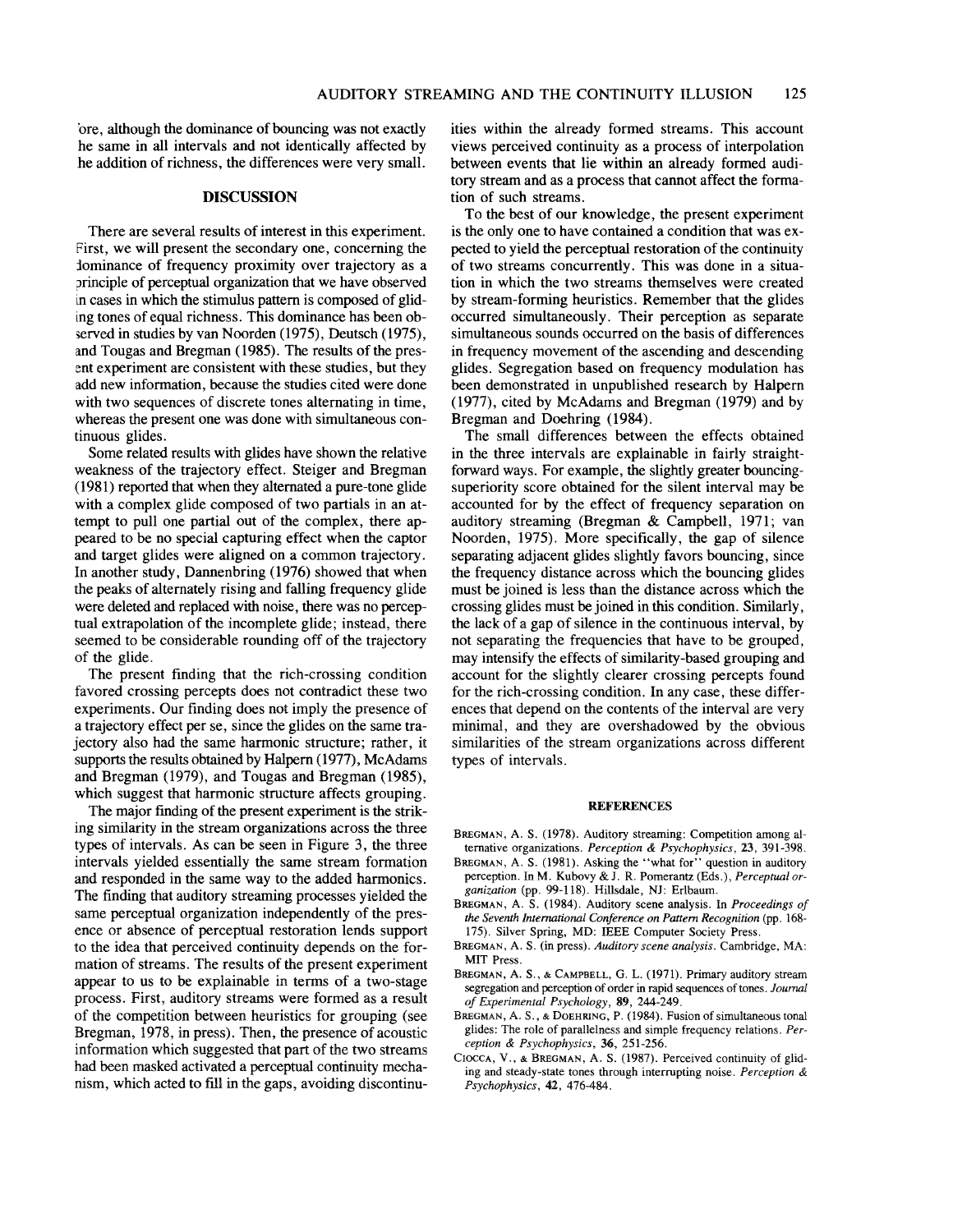fore, although the dominance of bouncing was not exactly the same in all intervals and not identically affected by the addition of richness, the differences were very small.

## DISCUSSION

There are several results of interest in this experiment. First, we will present the secondary one, concerning the dominance of frequency proximity over trajectory as a principle of perceptual organization that we have observed in cases in which the stimulus pattern is composed of gliding tones of equal richness. This dominance has been observed in studies by van Noorden (1975), Deutsch (1975), and Tougas and Bregman (1985). The results of the present experiment are consistent with these studies, but they add new information, because the studies cited were done with two sequences of discrete tones alternating in time, whereas the present one was done with simultaneous continuous glides.

Some related results with glides have shown the relative weakness of the trajectory effect. Steiger and Bregman (1981) reported that when they alternated a pure-tone glide with a complex glide composed of two partials in an attempt to pull one partial out of the complex, there appeared to be no special capturing effect when the captor and target glides were aligned on a common trajectory. In another study, Dannenbring (1976) showed that when the peaks of alternately rising and falling frequency glide were deleted and replaced with noise, there was no perceptual extrapolation of the incomplete glide; instead, there seemed to be considerable rounding off of the trajectory of the glide.

The present finding that the rich-crossing condition favored crossing percepts does not contradict these two experiments. Our finding does not imply the presence of a trajectory effect per se, since the glides on the same trajectory also had the same harmonic structure; rather, it supports the results obtained by Halpern (1977), McAdams and Bregman (1979), and Tougas and Bregman (1985), which suggest that harmonic structure affects grouping.

The major finding of the present experiment is the striking similarity in the stream organizations across the three types of intervals. As can be seen in Figure 3, the three intervals yielded essentially the same stream formation and responded in the same way to the added harmonics. The finding that auditory streaming processes yielded the same perceptual organization independently of the presence or absence of perceptual restoration lends support to the idea that perceived continuity depends on the formation of streams. The results of the present experiment appear to us to be explainable in terms of a two-stage process. First, auditory streams were formed as a result of the competition between heuristics for grouping (see Bregman, 1978, in press). Then, the presence of acoustic information which suggested that part of the two streams had been masked activated a perceptual continuity mechanism, which acted to fill in the gaps, avoiding discontinuities within the already formed streams. This account views perceived continuity as a process of interpolation between events that lie within an already formed auditory stream and as a process that cannot affect the formation of such streams.

To the best of our knowledge, the present experiment is the only one to have contained a condition that was expected to yield the perceptual restoration of the continuity of two streams concurrently. This was done in a situation in which the two streams themselves were created by stream-forming heuristics. Remember that the glides occurred simultaneously. Their perception as separate simultaneous sounds occurred on the basis of differences in frequency movement of the ascending and descending glides. Segregation based on frequency modulation has been demonstrated in unpublished research by Halpern (1977), cited by McAdams and Bregman (1979) and by Bregman and Doehring (1984).

The small differences between the effects obtained in the three intervals are explainable in fairly straightforward ways. For example, the slightly greater bouncing-superiority score obtained for the silent interval may be accounted for by the effect of frequency separation on auditory streaming (Bregman & Campbell, 1971; van Noorden, 1975). More specifically, the gap of silence separating adjacent glides slightly favors bouncing, since the frequency distance across which the bouncing glides must be joined is less than the distance across which the crossing glides must be joined in this condition. Similarly, the lack of a gap of silence in the continuous interval, by not separating the frequencies that have to be grouped, may intensify the effects of similarity-based grouping and account for the slightly clearer crossing percepts found for the rich-crossing condition. In any case, these differences that depend on the contents of the interval are very minimal, and they are overshadowed by the obvious similarities of the stream organizations across different types of intervals.

## REFERENCES

Bregman, A. S. (1978). Auditory streaming: Competition among alternative organizations. *Perception & Psychophysics*, **23**, 391-398.

Bregman, A. S. (1981). Asking the "what for" question in auditory perception. In M. Kubovy & J. R. Pomerantz (Eds.), *Perceptual organization* (pp. 99-118). Hillsdale, NJ: Erlbaum.

Bregman, A. S. (1984). Auditory scene analysis. In *Proceedings of the Seventh International Conference on Pattern Recognition* (pp. 168-175). Silver Spring, MD: IEEE Computer Society Press.

Bregman, A. S. (in press). *Auditory scene analysis*. Cambridge, MA: MIT Press.

Bregman, A. S., & Campbell, G. L. (1971). Primary auditory stream segregation and perception of order in rapid sequences of tones. *Journal of Experimental Psychology*, **89**, 244-249.

Bregman, A. S., & Doehring, P. (1984). Fusion of simultaneous tonal glides: The role of parallelness and simple frequency relations. *Perception & Psychophysics*, **36**, 251-256.

Ciocca, V., & Bregman, A. S. (1987). Perceived continuity of gliding and steady-state tones through interrupting noise. *Perception & Psychophysics*, **42**, 476-484.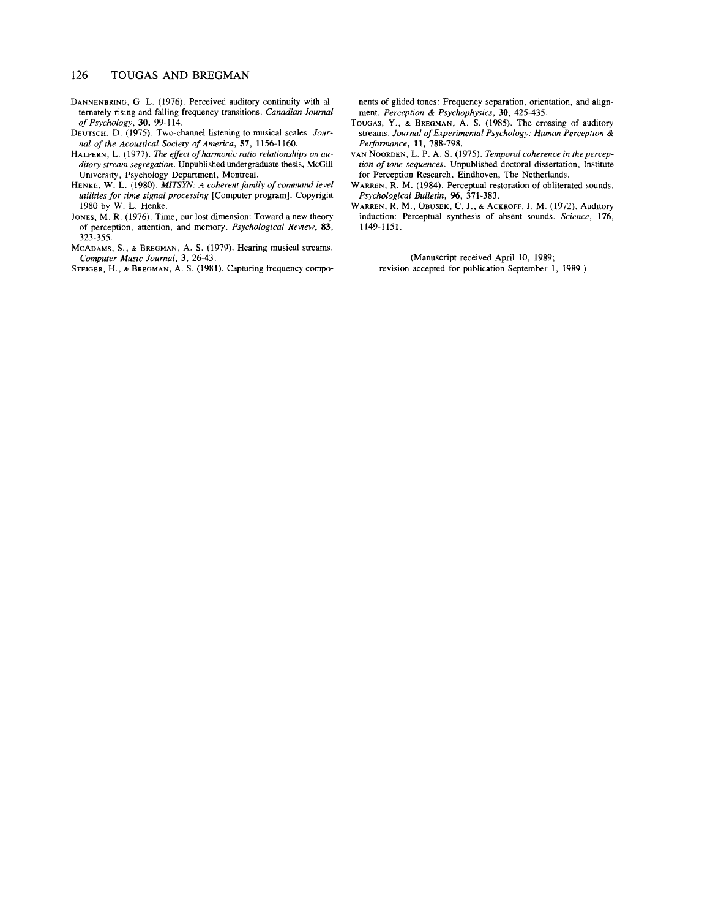Dannenbring, G. L. (1976). Perceived auditory continuity with alternately rising and falling frequency transitions. *Canadian Journal of Psychology*, **30**, 99-114.

Deutsch, D. (1975). Two-channel listening to musical scales. *Journal of the Acoustical Society of America*, **57**, 1156-1160.

Halpern, L. (1977). *The effect of harmonic ratio relationships on auditory stream segregation*. Unpublished undergraduate thesis, McGill University, Psychology Department, Montreal.

Henke, W. L. (1980). *MITSYN: A coherent family of command level utilities for time signal processing* [Computer program]. Copyright 1980 by W. L. Henke.

Jones, M. R. (1976). Time, our lost dimension: Toward a new theory of perception, attention, and memory. *Psychological Review*, **83**, 323-355.

McAdams, S., & Bregman, A. S. (1979). Hearing musical streams. *Computer Music Journal*, **3**, 26-43.

Steiger, H., & Bregman, A. S. (1981). Capturing frequency components of glided tones: Frequency separation, orientation, and alignment. *Perception & Psychophysics*, **30**, 425-435.

Tougas, Y., & Bregman, A. S. (1985). The crossing of auditory streams. *Journal of Experimental Psychology: Human Perception & Performance*, **11**, 788-798.

van Noorden, L. P. A. S. (1975). *Temporal coherence in the perception of tone sequences*. Unpublished doctoral dissertation, Institute for Perception Research, Eindhoven, The Netherlands.

Warren, R. M. (1984). Perceptual restoration of obliterated sounds. *Psychological Bulletin*, **96**, 371-383.

Warren, R. M., Obusek, C. J., & Ackroff, J. M. (1972). Auditory induction: Perceptual synthesis of absent sounds. *Science*, **176**, 1149-1151.

(Manuscript received April 10, 1989;
revision accepted for publication September 1, 1989.)